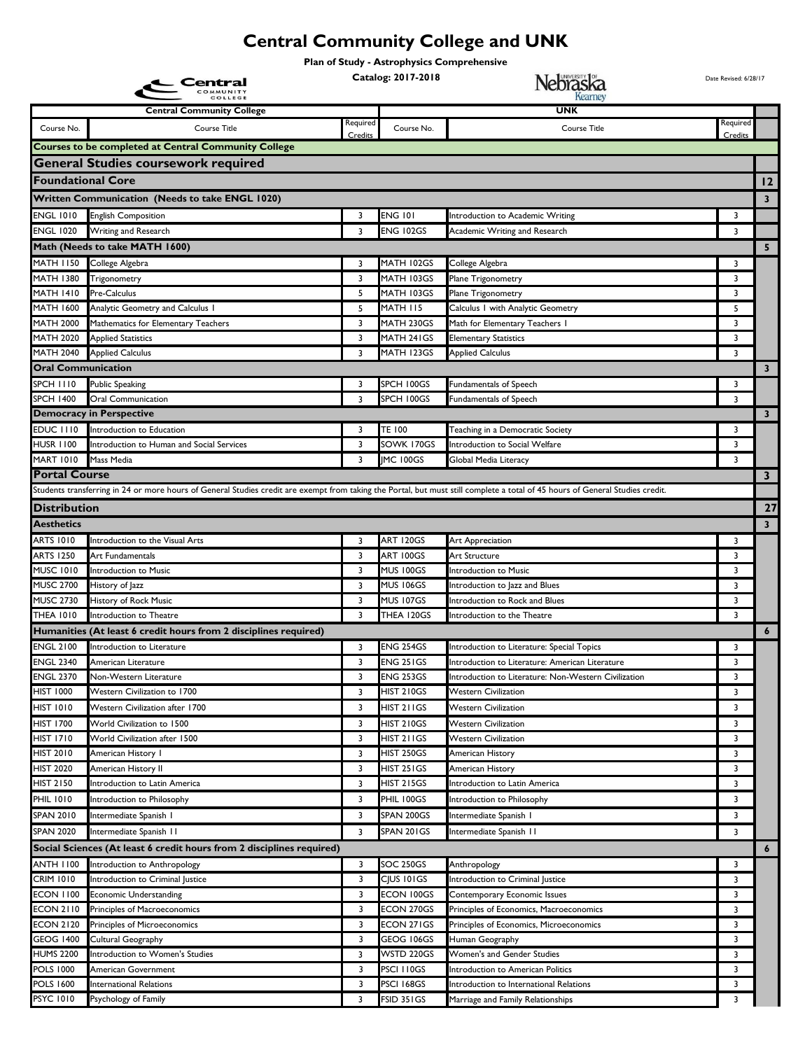# Central Community College and UNK

**Plan of Study - Astrophysics Comprehensive**

**Catalog: 2017-2018**

Date Revised: 6/28/17

| Central Community College | | | UNK | | | |
|---|---|---|---|---|---|---|
| Course No. | Course Title | Required Credits | Course No. | Course Title | Required Credits | |
| **Courses to be completed at Central Community College** | | | | | | |
| **General Studies coursework required** | | | | | | |
| **Foundational Core** | | | | | | **12** |
| **Written Communication (Needs to take ENGL 1020)** | | | | | | **3** |
| ENGL 1010 | English Composition | 3 | ENG 101 | Introduction to Academic Writing | 3 | |
| ENGL 1020 | Writing and Research | 3 | ENG 102GS | Academic Writing and Research | 3 | |
| **Math (Needs to take MATH 1600)** | | | | | | **5** |
| MATH 1150 | College Algebra | 3 | MATH 102GS | College Algebra | 3 | |
| MATH 1380 | Trigonometry | 3 | MATH 103GS | Plane Trigonometry | 3 | |
| MATH 1410 | Pre-Calculus | 5 | MATH 103GS | Plane Trigonometry | 3 | |
| MATH 1600 | Analytic Geometry and Calculus I | 5 | MATH 115 | Calculus I with Analytic Geometry | 5 | |
| MATH 2000 | Mathematics for Elementary Teachers | 3 | MATH 230GS | Math for Elementary Teachers I | 3 | |
| MATH 2020 | Applied Statistics | 3 | MATH 241GS | Elementary Statistics | 3 | |
| MATH 2040 | Applied Calculus | 3 | MATH 123GS | Applied Calculus | 3 | |
| **Oral Communication** | | | | | | **3** |
| SPCH 1110 | Public Speaking | 3 | SPCH 100GS | Fundamentals of Speech | 3 | |
| SPCH 1400 | Oral Communication | 3 | SPCH 100GS | Fundamentals of Speech | 3 | |
| **Democracy in Perspective** | | | | | | **3** |
| EDUC 1110 | Introduction to Education | 3 | TE 100 | Teaching in a Democratic Society | 3 | |
| HUSR 1100 | Introduction to Human and Social Services | 3 | SOWK 170GS | Introduction to Social Welfare | 3 | |
| MART 1010 | Mass Media | 3 | JMC 100GS | Global Media Literacy | 3 | |
| **Portal Course** | | | | | | **3** |
| Students transferring in 24 or more hours of General Studies credit are exempt from taking the Portal, but must still complete a total of 45 hours of General Studies credit. | | | | | | |
| **Distribution** | | | | | | **27** |
| **Aesthetics** | | | | | | **3** |
| ARTS 1010 | Introduction to the Visual Arts | 3 | ART 120GS | Art Appreciation | 3 | |
| ARTS 1250 | Art Fundamentals | 3 | ART 100GS | Art Structure | 3 | |
| MUSC 1010 | Introduction to Music | 3 | MUS 100GS | Introduction to Music | 3 | |
| MUSC 2700 | History of Jazz | 3 | MUS 106GS | Introduction to Jazz and Blues | 3 | |
| MUSC 2730 | History of Rock Music | 3 | MUS 107GS | Introduction to Rock and Blues | 3 | |
| THEA 1010 | Introduction to Theatre | 3 | THEA 120GS | Introduction to the Theatre | 3 | |
| **Humanities (At least 6 credit hours from 2 disciplines required)** | | | | | | **6** |
| ENGL 2100 | Introduction to Literature | 3 | ENG 254GS | Introduction to Literature: Special Topics | 3 | |
| ENGL 2340 | American Literature | 3 | ENG 251GS | Introduction to Literature: American Literature | 3 | |
| ENGL 2370 | Non-Western Literature | 3 | ENG 253GS | Introduction to Literature: Non-Western Civilization | 3 | |
| HIST 1000 | Western Civilization to 1700 | 3 | HIST 210GS | Western Civilization | 3 | |
| HIST 1010 | Western Civilization after 1700 | 3 | HIST 211GS | Western Civilization | 3 | |
| HIST 1700 | World Civilization to 1500 | 3 | HIST 210GS | Western Civilization | 3 | |
| HIST 1710 | World Civilization after 1500 | 3 | HIST 211GS | Western Civilization | 3 | |
| HIST 2010 | American History I | 3 | HIST 250GS | American History | 3 | |
| HIST 2020 | American History II | 3 | HIST 251GS | American History | 3 | |
| HIST 2150 | Introduction to Latin America | 3 | HIST 215GS | Introduction to Latin America | 3 | |
| PHIL 1010 | Introduction to Philosophy | 3 | PHIL 100GS | Introduction to Philosophy | 3 | |
| SPAN 2010 | Intermediate Spanish I | 3 | SPAN 200GS | Intermediate Spanish I | 3 | |
| SPAN 2020 | Intermediate Spanish 11 | 3 | SPAN 201GS | Intermediate Spanish 11 | 3 | |
| **Social Sciences (At least 6 credit hours from 2 disciplines required)** | | | | | | **6** |
| ANTH 1100 | Introduction to Anthropology | 3 | SOC 250GS | Anthropology | 3 | |
| CRIM 1010 | Introduction to Criminal Justice | 3 | CJUS 101GS | Introduction to Criminal Justice | 3 | |
| ECON 1100 | Economic Understanding | 3 | ECON 100GS | Contemporary Economic Issues | 3 | |
| ECON 2110 | Principles of Macroeconomics | 3 | ECON 270GS | Principles of Economics, Macroeconomics | 3 | |
| ECON 2120 | Principles of Microeconomics | 3 | ECON 271GS | Principles of Economics, Microeconomics | 3 | |
| GEOG 1400 | Cultural Geography | 3 | GEOG 106GS | Human Geography | 3 | |
| HUMS 2200 | Introduction to Women's Studies | 3 | WSTD 220GS | Women's and Gender Studies | 3 | |
| POLS 1000 | American Government | 3 | PSCI 110GS | Introduction to American Politics | 3 | |
| POLS 1600 | International Relations | 3 | PSCI 168GS | Introduction to International Relations | 3 | |
| PSYC 1010 | Psychology of Family | 3 | FSID 351GS | Marriage and Family Relationships | 3 | |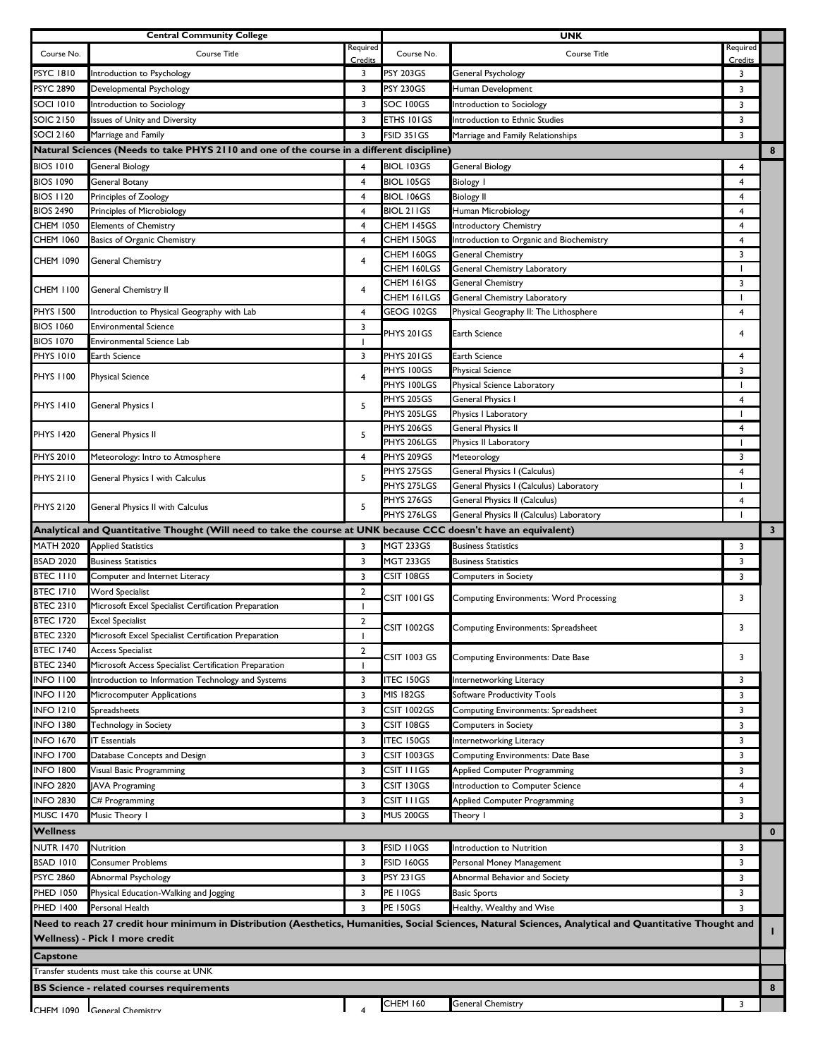| Central Community College | | | UNK | | | |
|---|---|---|---|---|---|---|
| Course No. | Course Title | Required Credits | Course No. | Course Title | Required Credits | |
| PSYC 1810 | Introduction to Psychology | 3 | PSY 203GS | General Psychology | 3 | |
| PSYC 2890 | Developmental Psychology | 3 | PSY 230GS | Human Development | 3 | |
| SOCI 1010 | Introduction to Sociology | 3 | SOC 100GS | Introduction to Sociology | 3 | |
| SOIC 2150 | Issues of Unity and Diversity | 3 | ETHS 101GS | Introduction to Ethnic Studies | 3 | |
| SOCI 2160 | Marriage and Family | 3 | FSID 351GS | Marriage and Family Relationships | 3 | |
| **Natural Sciences (Needs to take PHYS 2110 and one of the course in a different discipline)** | | | | | | **8** |
| BIOS 1010 | General Biology | 4 | BIOL 103GS | General Biology | 4 | |
| BIOS 1090 | General Botany | 4 | BIOL 105GS | Biology I | 4 | |
| BIOS 1120 | Principles of Zoology | 4 | BIOL 106GS | Biology II | 4 | |
| BIOS 2490 | Principles of Microbiology | 4 | BIOL 211GS | Human Microbiology | 4 | |
| CHEM 1050 | Elements of Chemistry | 4 | CHEM 145GS | Introductory Chemistry | 4 | |
| CHEM 1060 | Basics of Organic Chemistry | 4 | CHEM 150GS | Introduction to Organic and Biochemistry | 4 | |
| CHEM 1090 | General Chemistry | 4 | CHEM 160GS | General Chemistry | 3 | |
| | | | CHEM 160LGS | General Chemistry Laboratory | 1 | |
| CHEM 1100 | General Chemistry II | 4 | CHEM 161GS | General Chemistry | 3 | |
| | | | CHEM 161LGS | General Chemistry Laboratory | 1 | |
| PHYS 1500 | Introduction to Physical Geography with Lab | 4 | GEOG 102GS | Physical Geography II: The Lithosphere | 4 | |
| BIOS 1060 | Environmental Science | 3 | PHYS 201GS | Earth Science | 4 | |
| BIOS 1070 | Environmental Science Lab | 1 | | | | |
| PHYS 1010 | Earth Science | 3 | PHYS 201GS | Earth Science | 4 | |
| PHYS 1100 | Physical Science | 4 | PHYS 100GS | Physical Science | 3 | |
| | | | PHYS 100LGS | Physical Science Laboratory | 1 | |
| PHYS 1410 | General Physics I | 5 | PHYS 205GS | General Physics I | 4 | |
| | | | PHYS 205LGS | Physics I Laboratory | 1 | |
| PHYS 1420 | General Physics II | 5 | PHYS 206GS | General Physics II | 4 | |
| | | | PHYS 206LGS | Physics II Laboratory | 1 | |
| PHYS 2010 | Meteorology: Intro to Atmosphere | 4 | PHYS 209GS | Meteorology | 3 | |
| PHYS 2110 | General Physics I with Calculus | 5 | PHYS 275GS | General Physics I (Calculus) | 4 | |
| | | | PHYS 275LGS | General Physics I (Calculus) Laboratory | 1 | |
| PHYS 2120 | General Physics II with Calculus | 5 | PHYS 276GS | General Physics II (Calculus) | 4 | |
| | | | PHYS 276LGS | General Physics II (Calculus) Laboratory | 1 | |
| **Analytical and Quantitative Thought (Will need to take the course at UNK because CCC doesn't have an equivalent)** | | | | | | **3** |
| MATH 2020 | Applied Statistics | 3 | MGT 233GS | Business Statistics | 3 | |
| BSAD 2020 | Business Statistics | 3 | MGT 233GS | Business Statistics | 3 | |
| BTEC 1110 | Computer and Internet Literacy | 3 | CSIT 108GS | Computers in Society | 3 | |
| BTEC 1710 | Word Specialist | 2 | CSIT 1001GS | Computing Environments: Word Processing | 3 | |
| BTEC 2310 | Microsoft Excel Specialist Certification Preparation | 1 | | | | |
| BTEC 1720 | Excel Specialist | 2 | CSIT 1002GS | Computing Environments: Spreadsheet | 3 | |
| BTEC 2320 | Microsoft Excel Specialist Certification Preparation | 1 | | | | |
| BTEC 1740 | Access Specialist | 2 | CSIT 1003 GS | Computing Environments: Date Base | 3 | |
| BTEC 2340 | Microsoft Access Specialist Certification Preparation | 1 | | | | |
| INFO 1100 | Introduction to Information Technology and Systems | 3 | ITEC 150GS | Internetworking Literacy | 3 | |
| INFO 1120 | Microcomputer Applications | 3 | MIS 182GS | Software Productivity Tools | 3 | |
| INFO 1210 | Spreadsheets | 3 | CSIT 1002GS | Computing Environments: Spreadsheet | 3 | |
| INFO 1380 | Technology in Society | 3 | CSIT 108GS | Computers in Society | 3 | |
| INFO 1670 | IT Essentials | 3 | ITEC 150GS | Internetworking Literacy | 3 | |
| INFO 1700 | Database Concepts and Design | 3 | CSIT 1003GS | Computing Environments: Date Base | 3 | |
| INFO 1800 | Visual Basic Programming | 3 | CSIT 111GS | Applied Computer Programming | 3 | |
| INFO 2820 | JAVA Programing | 3 | CSIT 130GS | Introduction to Computer Science | 4 | |
| INFO 2830 | C# Programming | 3 | CSIT 111GS | Applied Computer Programming | 3 | |
| MUSC 1470 | Music Theory I | 3 | MUS 200GS | Theory I | 3 | |
| **Wellness** | | | | | | **0** |
| NUTR 1470 | Nutrition | 3 | FSID 110GS | Introduction to Nutrition | 3 | |
| BSAD 1010 | Consumer Problems | 3 | FSID 160GS | Personal Money Management | 3 | |
| PSYC 2860 | Abnormal Psychology | 3 | PSY 231GS | Abnormal Behavior and Society | 3 | |
| PHED 1050 | Physical Education-Walking and Jogging | 3 | PE 110GS | Basic Sports | 3 | |
| PHED 1400 | Personal Health | 3 | PE 150GS | Healthy, Wealthy and Wise | 3 | |
| **Need to reach 27 credit hour minimum in Distribution (Aesthetics, Humanities, Social Sciences, Natural Sciences, Analytical and Quantitative Thought and Wellness) - Pick 1 more credit** | | | | | | **1** |
| **Capstone** | | | | | | |
| Transfer students must take this course at UNK | | | | | | |
| **BS Science - related courses requirements** | | | | | | **8** |
| CHEM 1090 | General Chemistry | 4 | CHEM 160 | General Chemistry | 3 | |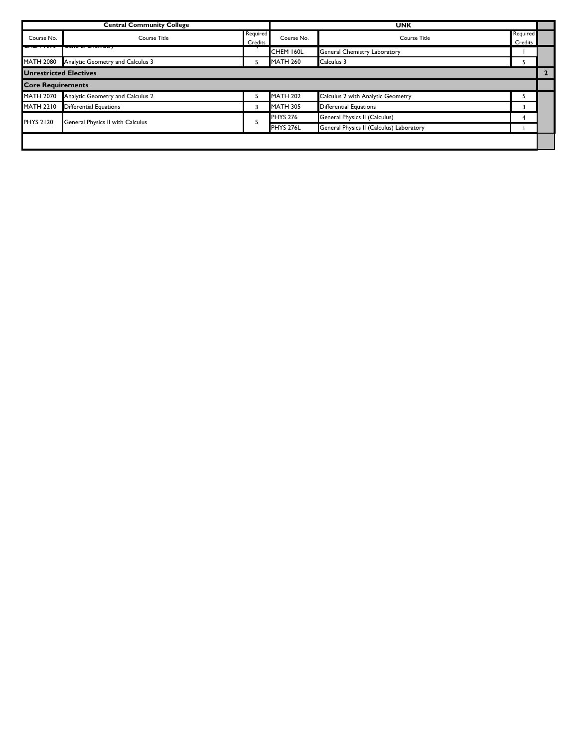| Central Community College | | | UNK | | | |
|---|---|---|---|---|---|---|
| Course No. | Course Title | Required Credits | Course No. | Course Title | Required Credits | |
| CHEM 1090 | General Chemistry | 1 | CHEM 160L | General Chemistry Laboratory | 1 | |
| MATH 2080 | Analytic Geometry and Calculus 3 | 5 | MATH 260 | Calculus 3 | 5 | |
| **Unrestricted Electives** | | | | | | **2** |
| **Core Requirements** | | | | | | |
| MATH 2070 | Analytic Geometry and Calculus 2 | 5 | MATH 202 | Calculus 2 with Analytic Geometry | 5 | |
| MATH 2210 | Differential Equations | 3 | MATH 305 | Differential Equations | 3 | |
| PHYS 2120 | General Physics II with Calculus | 5 | PHYS 276 | General Physics II (Calculus) | 4 | |
| | | | PHYS 276L | General Physics II (Calculus) Laboratory | 1 | |